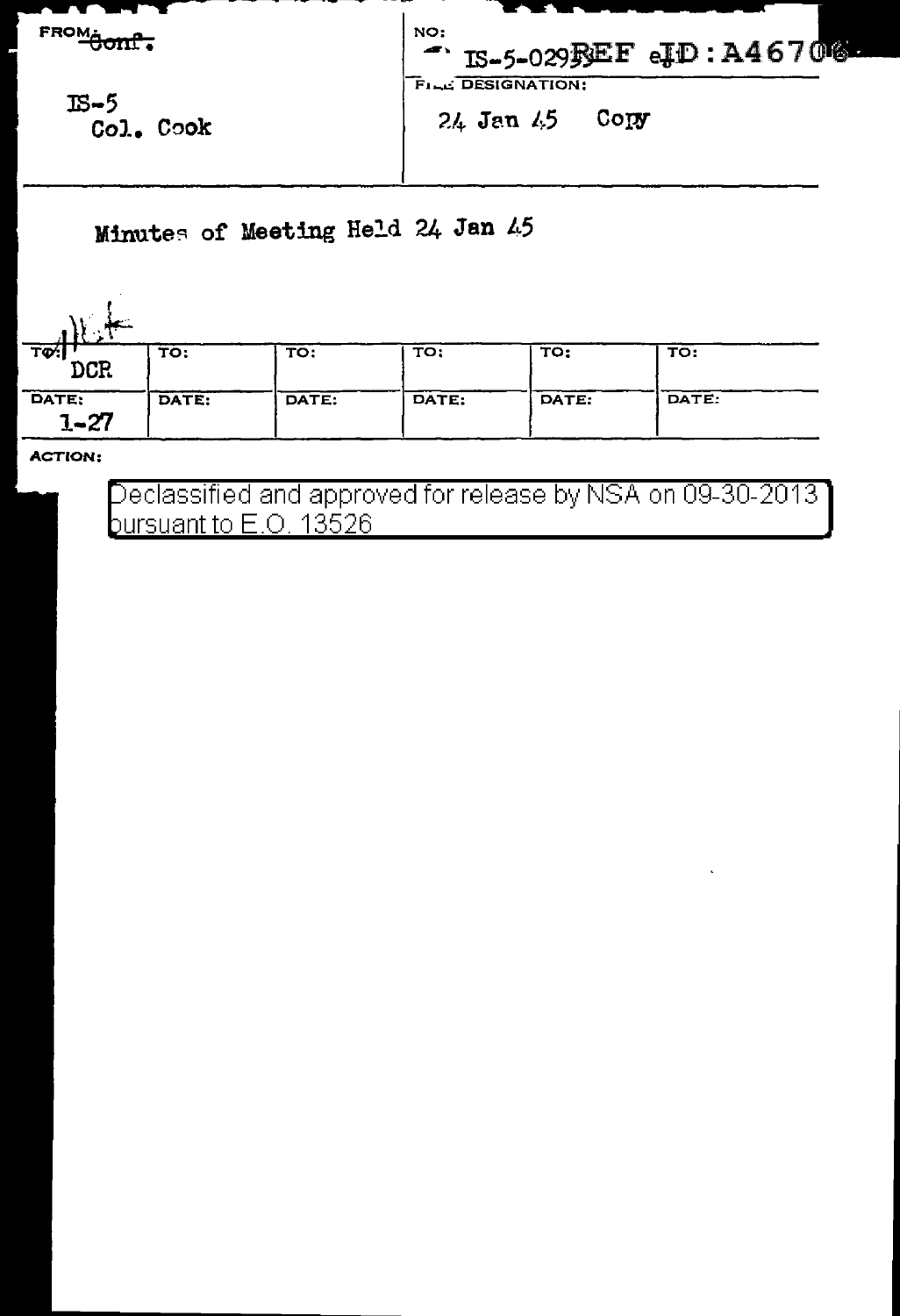| FROM: ~~Conf.~~ | NO: IS-5-029 REF ID:A46706 |
| --- | --- |
| IS-5 Col. Cook | FILE DESIGNATION: 24 Jan 45 Copy |

Minutes of Meeting Held 24 Jan 45

| TO: DCR | TO: | TO: | TO: | TO: | TO: |
| --- | --- | --- | --- | --- | --- |
| DATE: 1-27 | DATE: | DATE: | DATE: | DATE: | DATE: |

ACTION:

Declassified and approved for release by NSA on 09-30-2013 pursuant to E.O. 13526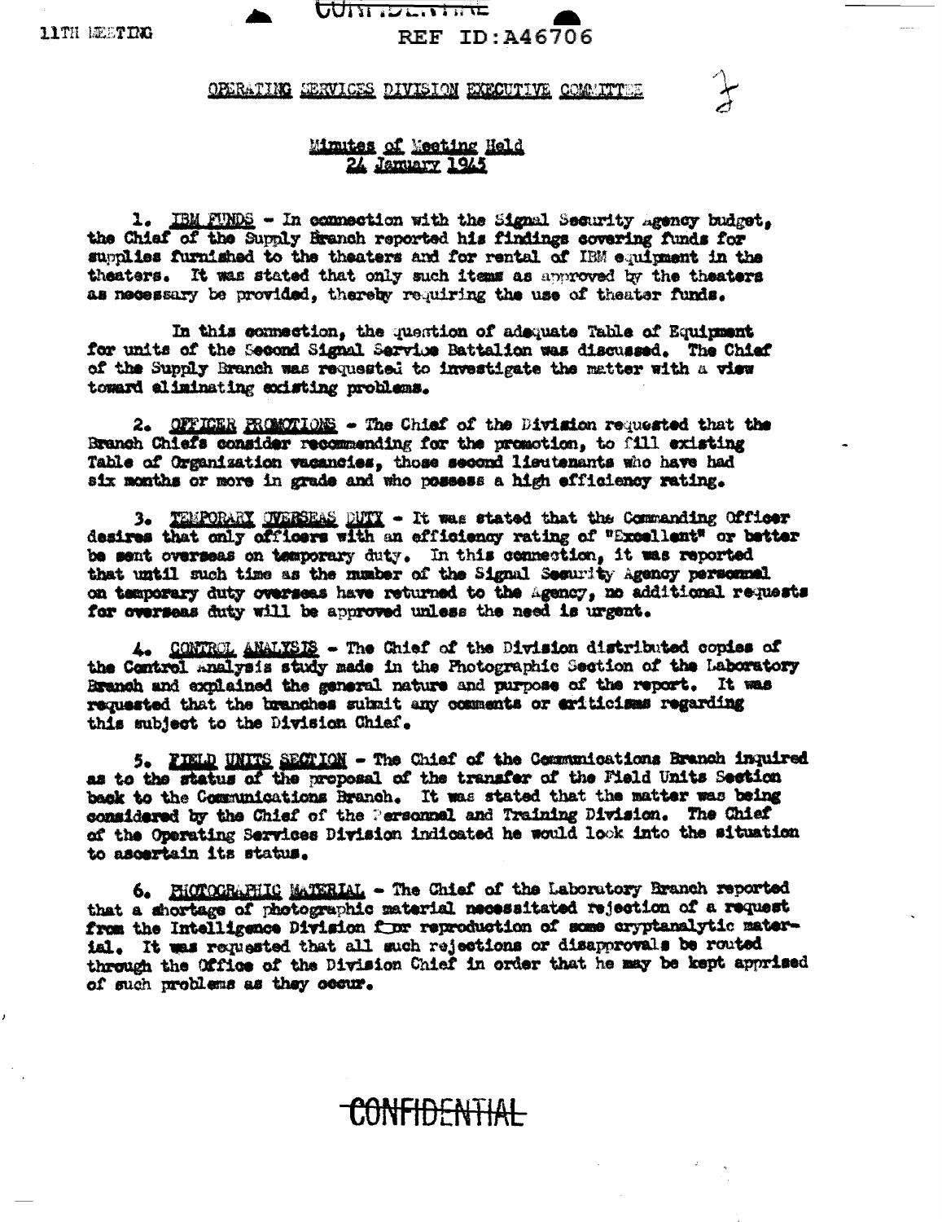11TH MEETING

REF ID:A46706

## OPERATING SERVICES DIVISION EXECUTIVE COMMITTEE

### Minutes of Meeting Held 24 January 1945

1. IBM FUNDS - In connection with the Signal Security Agency budget, the Chief of the Supply Branch reported his findings covering funds for supplies furnished to the theaters and for rental of IBM equipment in the theaters. It was stated that only such items as approved by the theaters as necessary be provided, thereby requiring the use of theater funds.

   In this connection, the question of adequate Table of Equipment for units of the Second Signal Service Battalion was discussed. The Chief of the Supply Branch was requested to investigate the matter with a view toward eliminating existing problems.

2. OFFICER PROMOTIONS - The Chief of the Division requested that the Branch Chiefs consider recommending for the promotion, to fill existing Table of Organization vacancies, those second lieutenants who have had six months or more in grade and who possess a high efficiency rating.

3. TEMPORARY OVERSEAS DUTY - It was stated that the Commanding Officer desires that only officers with an efficiency rating of "Excellent" or better be sent overseas on temporary duty. In this connection, it was reported that until such time as the number of the Signal Security Agency personnel on temporary duty overseas have returned to the Agency, no additional requests for overseas duty will be approved unless the need is urgent.

4. CONTROL ANALYSIS - The Chief of the Division distributed copies of the Control Analysis study made in the Photographic Section of the Laboratory Branch and explained the general nature and purpose of the report. It was requested that the branches submit any comments or criticisms regarding this subject to the Division Chief.

5. FIELD UNITS SECTION - The Chief of the Communications Branch inquired as to the status of the proposal of the transfer of the Field Units Section back to the Communications Branch. It was stated that the matter was being considered by the Chief of the Personnel and Training Division. The Chief of the Operating Services Division indicated he would look into the situation to ascertain its status.

6. PHOTOGRAPHIC MATERIAL - The Chief of the Laboratory Branch reported that a shortage of photographic material necessitated rejection of a request from the Intelligence Division for reproduction of some cryptanalytic material. It was requested that all such rejections or disapprovals be routed through the Office of the Division Chief in order that he may be kept apprised of such problems as they occur.

CONFIDENTIAL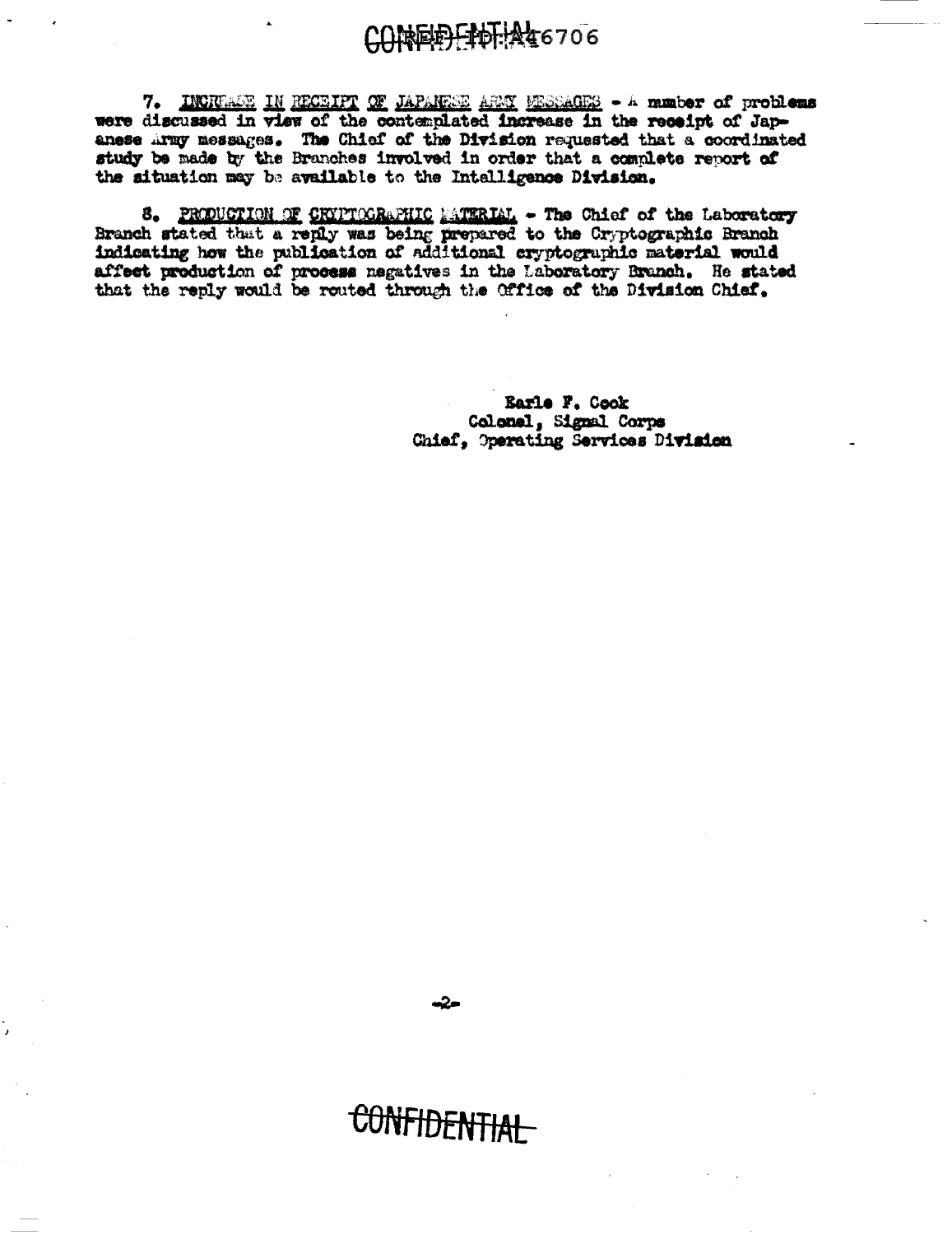7. INCREASE IN RECEIPT OF JAPANESE ARMY MESSAGES - A number of problems were discussed in view of the contemplated increase in the receipt of Japanese Army messages. The Chief of the Division requested that a coordinated study be made by the Branches involved in order that a complete report of the situation may be available to the Intelligence Division.

8. PRODUCTION OF CRYPTOGRAPHIC MATERIAL - The Chief of the Laboratory Branch stated that a reply was being prepared to the Cryptographic Branch indicating how the publication of additional cryptographic material would affect production of process negatives in the Laboratory Branch. He stated that the reply would be routed through the Office of the Division Chief.

Earle F. Cook
Colonel, Signal Corps
Chief, Operating Services Division

CONFIDENTIAL